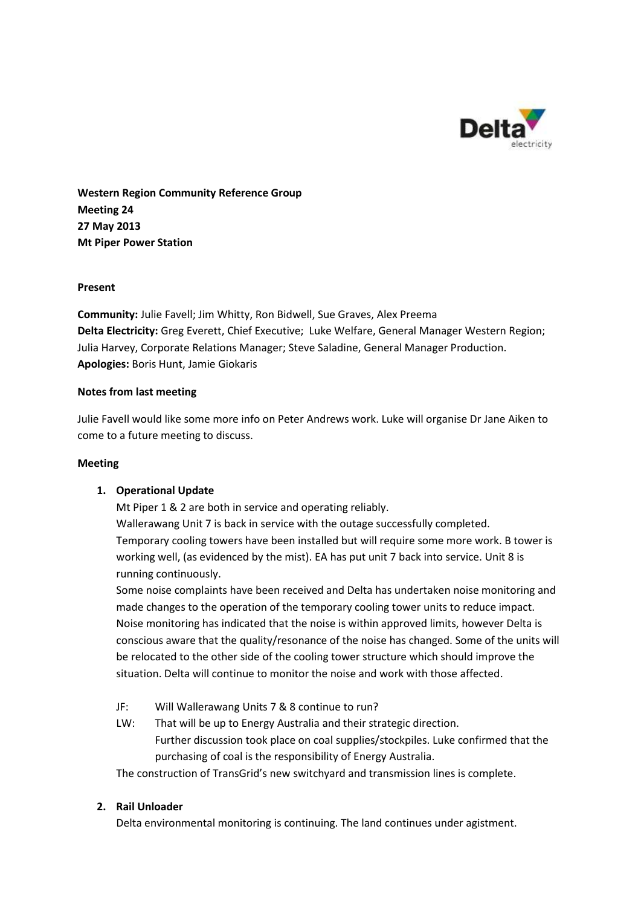**Western Region Community Reference Group**
**Meeting 24**
**27 May 2013**
**Mt Piper Power Station**

**Present**

**Community:** Julie Favell; Jim Whitty, Ron Bidwell, Sue Graves, Alex Preema
**Delta Electricity:** Greg Everett, Chief Executive; Luke Welfare, General Manager Western Region; Julia Harvey, Corporate Relations Manager; Steve Saladine, General Manager Production.
**Apologies:** Boris Hunt, Jamie Giokaris

**Notes from last meeting**

Julie Favell would like some more info on Peter Andrews work. Luke will organise Dr Jane Aiken to come to a future meeting to discuss.

**Meeting**

1. **Operational Update**
   Mt Piper 1 & 2 are both in service and operating reliably.
   Wallerawang Unit 7 is back in service with the outage successfully completed.
   Temporary cooling towers have been installed but will require some more work. B tower is working well, (as evidenced by the mist). EA has put unit 7 back into service. Unit 8 is running continuously.
   Some noise complaints have been received and Delta has undertaken noise monitoring and made changes to the operation of the temporary cooling tower units to reduce impact. Noise monitoring has indicated that the noise is within approved limits, however Delta is conscious aware that the quality/resonance of the noise has changed. Some of the units will be relocated to the other side of the cooling tower structure which should improve the situation. Delta will continue to monitor the noise and work with those affected.

   JF: Will Wallerawang Units 7 & 8 continue to run?
   LW: That will be up to Energy Australia and their strategic direction.
   Further discussion took place on coal supplies/stockpiles. Luke confirmed that the purchasing of coal is the responsibility of Energy Australia.

   The construction of TransGrid's new switchyard and transmission lines is complete.

2. **Rail Unloader**
   Delta environmental monitoring is continuing. The land continues under agistment.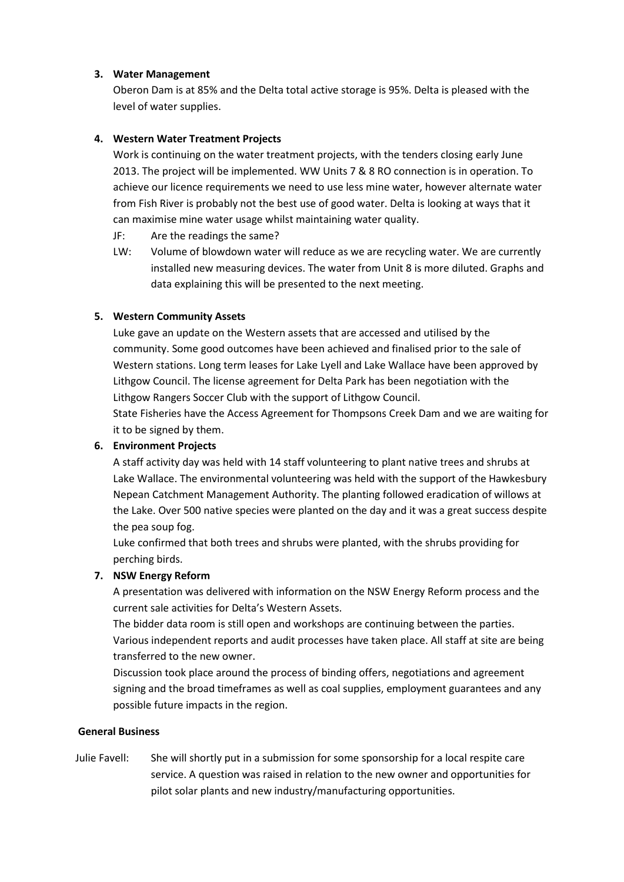3. **Water Management**

   Oberon Dam is at 85% and the Delta total active storage is 95%. Delta is pleased with the level of water supplies.

4. **Western Water Treatment Projects**

   Work is continuing on the water treatment projects, with the tenders closing early June 2013. The project will be implemented. WW Units 7 & 8 RO connection is in operation. To achieve our licence requirements we need to use less mine water, however alternate water from Fish River is probably not the best use of good water. Delta is looking at ways that it can maximise mine water usage whilst maintaining water quality.

   JF: Are the readings the same?

   LW: Volume of blowdown water will reduce as we are recycling water. We are currently installed new measuring devices. The water from Unit 8 is more diluted. Graphs and data explaining this will be presented to the next meeting.

5. **Western Community Assets**

   Luke gave an update on the Western assets that are accessed and utilised by the community. Some good outcomes have been achieved and finalised prior to the sale of Western stations. Long term leases for Lake Lyell and Lake Wallace have been approved by Lithgow Council. The license agreement for Delta Park has been negotiation with the Lithgow Rangers Soccer Club with the support of Lithgow Council.

   State Fisheries have the Access Agreement for Thompsons Creek Dam and we are waiting for it to be signed by them.

6. **Environment Projects**

   A staff activity day was held with 14 staff volunteering to plant native trees and shrubs at Lake Wallace. The environmental volunteering was held with the support of the Hawkesbury Nepean Catchment Management Authority. The planting followed eradication of willows at the Lake. Over 500 native species were planted on the day and it was a great success despite the pea soup fog.

   Luke confirmed that both trees and shrubs were planted, with the shrubs providing for perching birds.

7. **NSW Energy Reform**

   A presentation was delivered with information on the NSW Energy Reform process and the current sale activities for Delta's Western Assets.

   The bidder data room is still open and workshops are continuing between the parties. Various independent reports and audit processes have taken place. All staff at site are being transferred to the new owner.

   Discussion took place around the process of binding offers, negotiations and agreement signing and the broad timeframes as well as coal supplies, employment guarantees and any possible future impacts in the region.

**General Business**

Julie Favell: She will shortly put in a submission for some sponsorship for a local respite care service. A question was raised in relation to the new owner and opportunities for pilot solar plants and new industry/manufacturing opportunities.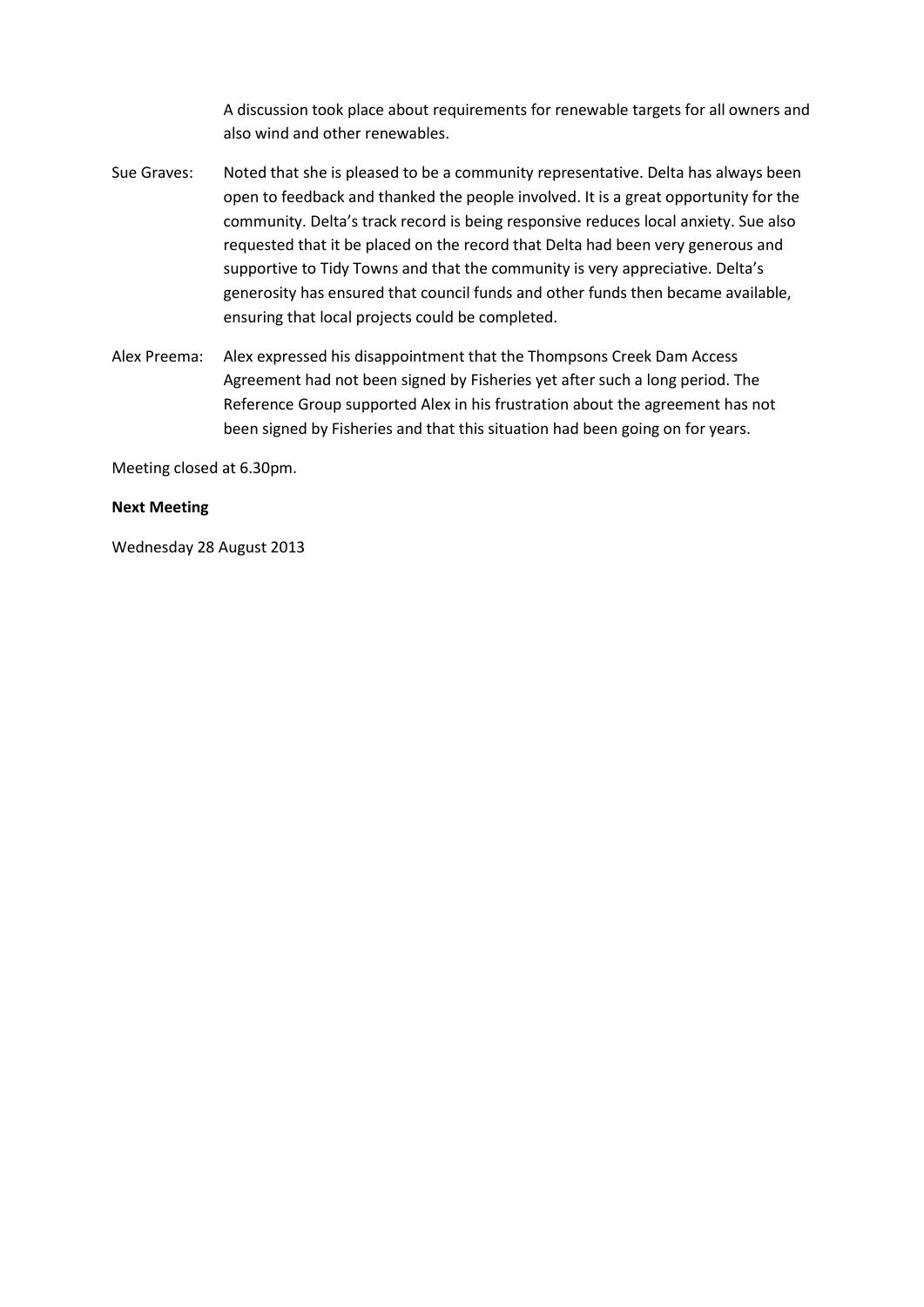A discussion took place about requirements for renewable targets for all owners and also wind and other renewables.

Sue Graves: Noted that she is pleased to be a community representative. Delta has always been open to feedback and thanked the people involved. It is a great opportunity for the community. Delta's track record is being responsive reduces local anxiety. Sue also requested that it be placed on the record that Delta had been very generous and supportive to Tidy Towns and that the community is very appreciative. Delta's generosity has ensured that council funds and other funds then became available, ensuring that local projects could be completed.

Alex Preema: Alex expressed his disappointment that the Thompsons Creek Dam Access Agreement had not been signed by Fisheries yet after such a long period. The Reference Group supported Alex in his frustration about the agreement has not been signed by Fisheries and that this situation had been going on for years.

Meeting closed at 6.30pm.

**Next Meeting**

Wednesday 28 August 2013